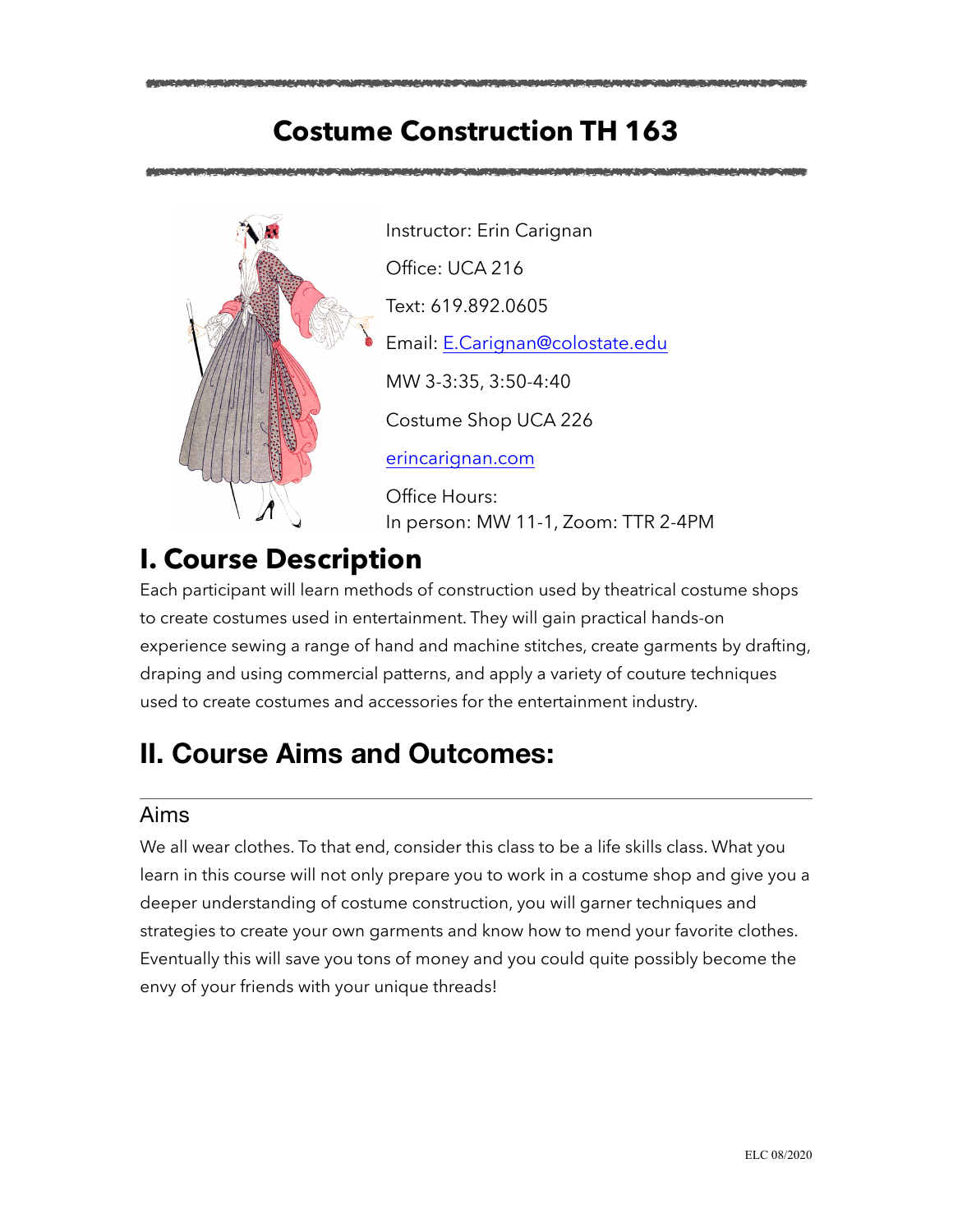# Costume Construction TH 163

Instructor: Erin Carignan

Office: UCA 216

Text: 619.892.0605

Email: E.Carignan@colostate.edu

MW 3-3:35, 3:50-4:40

Costume Shop UCA 226

erincarignan.com

Office Hours:
In person: MW 11-1, Zoom: TTR 2-4PM

## I. Course Description

Each participant will learn methods of construction used by theatrical costume shops to create costumes used in entertainment. They will gain practical hands-on experience sewing a range of hand and machine stitches, create garments by drafting, draping and using commercial patterns, and apply a variety of couture techniques used to create costumes and accessories for the entertainment industry.

## II. Course Aims and Outcomes:

### Aims

We all wear clothes. To that end, consider this class to be a life skills class. What you learn in this course will not only prepare you to work in a costume shop and give you a deeper understanding of costume construction, you will garner techniques and strategies to create your own garments and know how to mend your favorite clothes. Eventually this will save you tons of money and you could quite possibly become the envy of your friends with your unique threads!

ELC 08/2020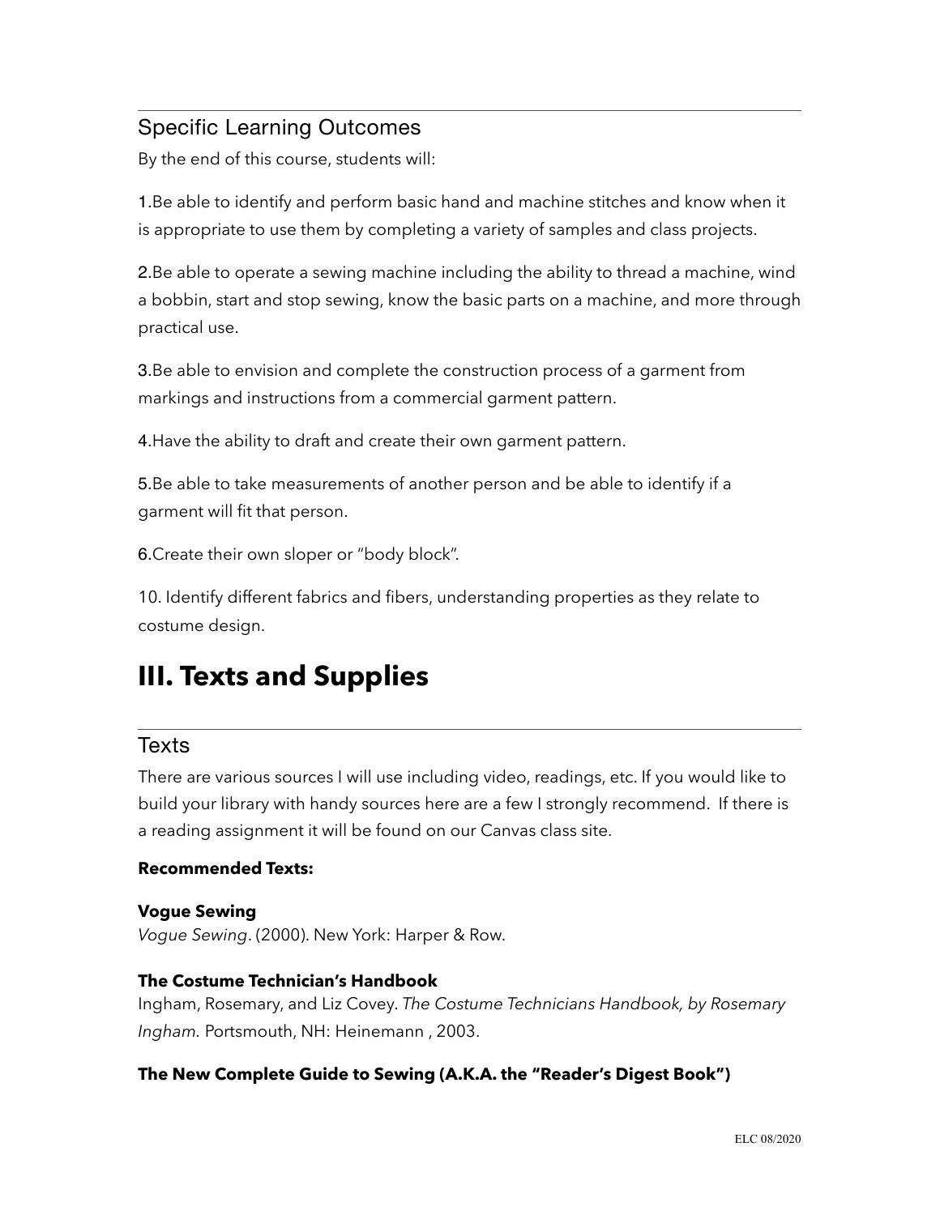## Specific Learning Outcomes

By the end of this course, students will:

1.Be able to identify and perform basic hand and machine stitches and know when it is appropriate to use them by completing a variety of samples and class projects.

2.Be able to operate a sewing machine including the ability to thread a machine, wind a bobbin, start and stop sewing, know the basic parts on a machine, and more through practical use.

3.Be able to envision and complete the construction process of a garment from markings and instructions from a commercial garment pattern.

4.Have the ability to draft and create their own garment pattern.

5.Be able to take measurements of another person and be able to identify if a garment will fit that person.

6.Create their own sloper or "body block".

10. Identify different fabrics and fibers, understanding properties as they relate to costume design.

# III. Texts and Supplies

## Texts

There are various sources I will use including video, readings, etc. If you would like to build your library with handy sources here are a few I strongly recommend. If there is a reading assignment it will be found on our Canvas class site.

**Recommended Texts:**

**Vogue Sewing**
*Vogue Sewing*. (2000). New York: Harper & Row.

**The Costume Technician's Handbook**
Ingham, Rosemary, and Liz Covey. *The Costume Technicians Handbook, by Rosemary Ingham*. Portsmouth, NH: Heinemann , 2003.

**The New Complete Guide to Sewing (A.K.A. the "Reader's Digest Book")**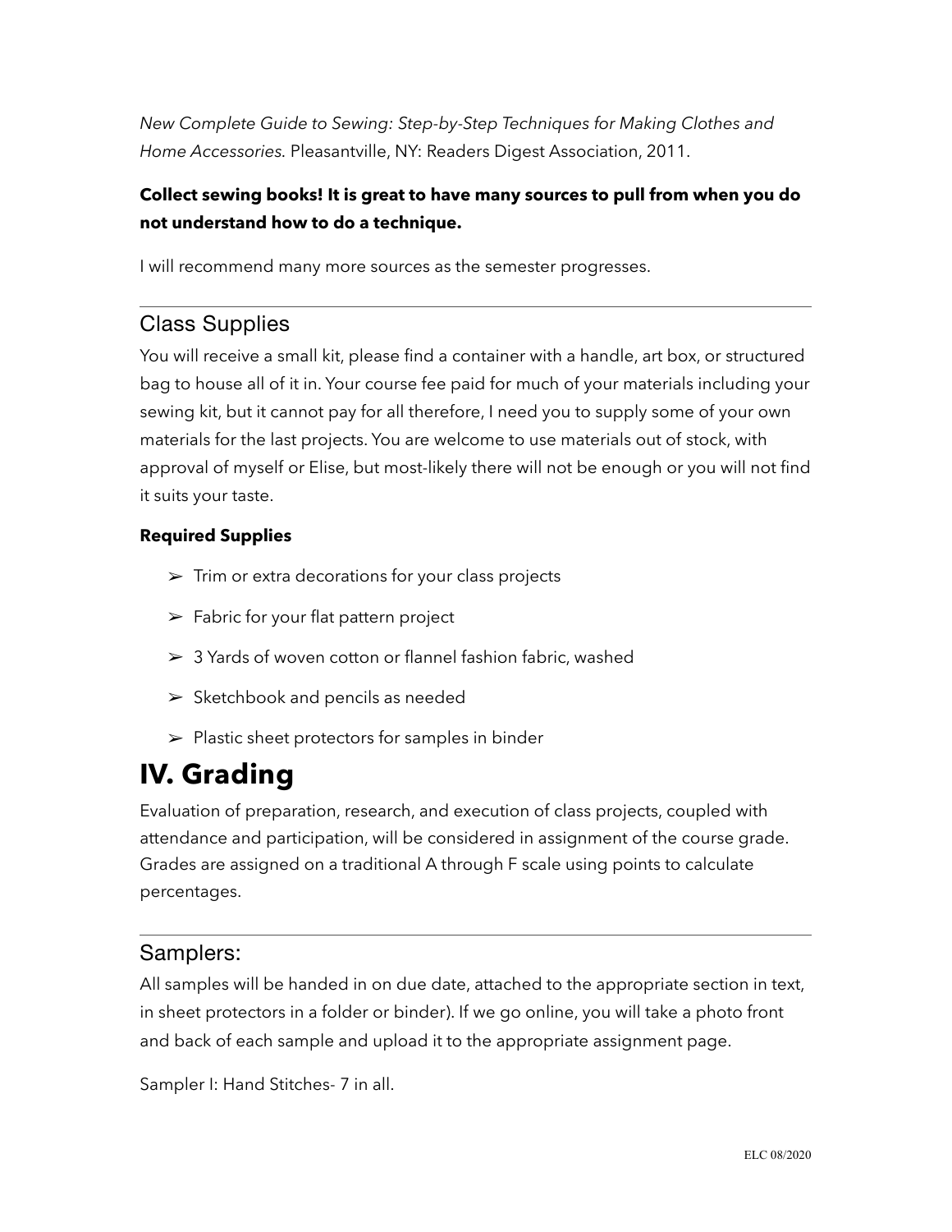*New Complete Guide to Sewing: Step-by-Step Techniques for Making Clothes and Home Accessories.* Pleasantville, NY: Readers Digest Association, 2011.

**Collect sewing books! It is great to have many sources to pull from when you do not understand how to do a technique.**

I will recommend many more sources as the semester progresses.

---

## Class Supplies

You will receive a small kit, please find a container with a handle, art box, or structured bag to house all of it in. Your course fee paid for much of your materials including your sewing kit, but it cannot pay for all therefore, I need you to supply some of your own materials for the last projects. You are welcome to use materials out of stock, with approval of myself or Elise, but most-likely there will not be enough or you will not find it suits your taste.

**Required Supplies**

- Trim or extra decorations for your class projects
- Fabric for your flat pattern project
- 3 Yards of woven cotton or flannel fashion fabric, washed
- Sketchbook and pencils as needed
- Plastic sheet protectors for samples in binder

# IV. Grading

Evaluation of preparation, research, and execution of class projects, coupled with attendance and participation, will be considered in assignment of the course grade. Grades are assigned on a traditional A through F scale using points to calculate percentages.

---

## Samplers:

All samples will be handed in on due date, attached to the appropriate section in text, in sheet protectors in a folder or binder). If we go online, you will take a photo front and back of each sample and upload it to the appropriate assignment page.

Sampler I: Hand Stitches- 7 in all.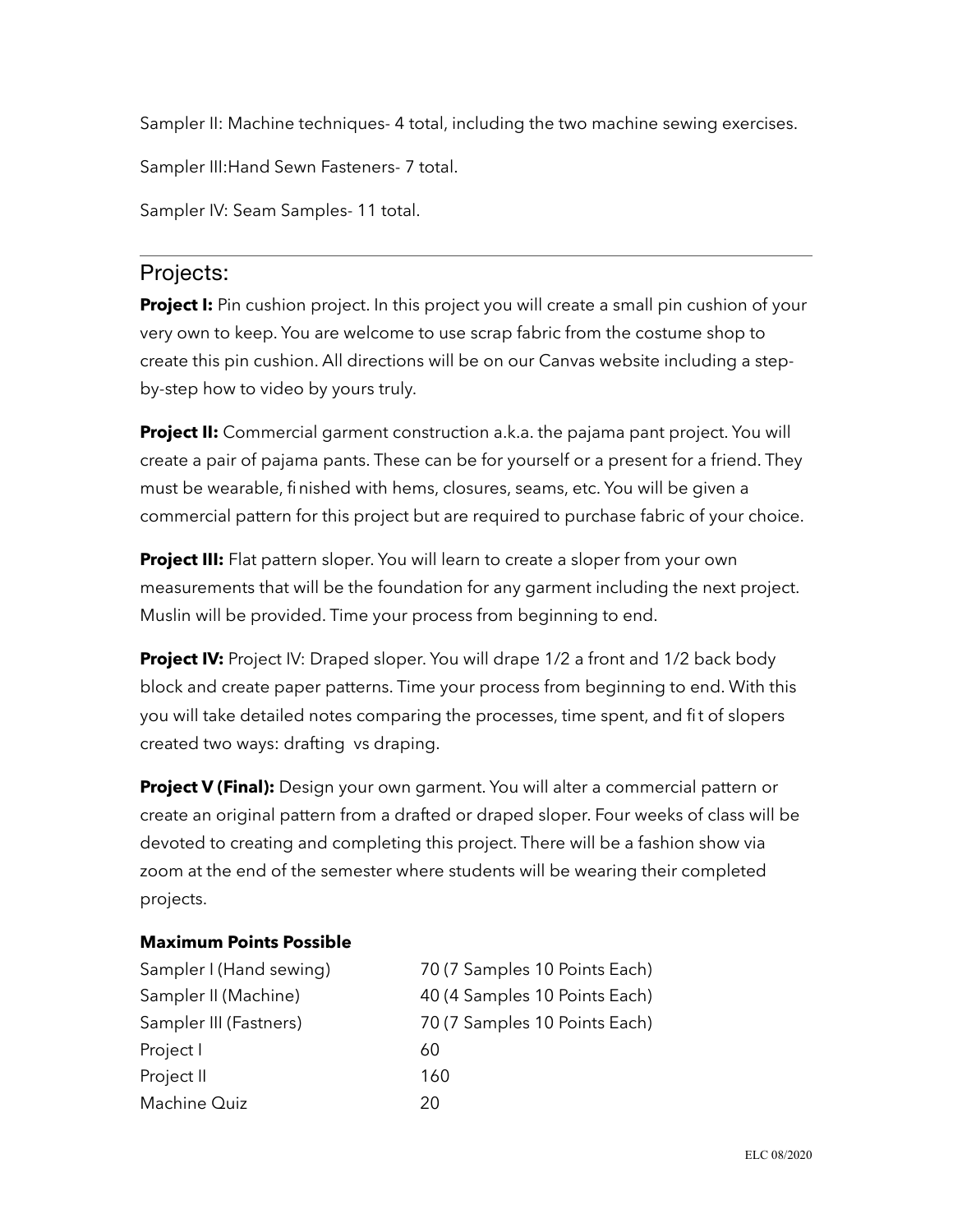Sampler II: Machine techniques- 4 total, including the two machine sewing exercises.

Sampler III:Hand Sewn Fasteners- 7 total.

Sampler IV: Seam Samples- 11 total.

---

## Projects:

**Project I:** Pin cushion project. In this project you will create a small pin cushion of your very own to keep. You are welcome to use scrap fabric from the costume shop to create this pin cushion. All directions will be on our Canvas website including a step-by-step how to video by yours truly.

**Project II:** Commercial garment construction a.k.a. the pajama pant project. You will create a pair of pajama pants. These can be for yourself or a present for a friend. They must be wearable, finished with hems, closures, seams, etc. You will be given a commercial pattern for this project but are required to purchase fabric of your choice.

**Project III:** Flat pattern sloper. You will learn to create a sloper from your own measurements that will be the foundation for any garment including the next project. Muslin will be provided. Time your process from beginning to end.

**Project IV:** Project IV: Draped sloper. You will drape 1/2 a front and 1/2 back body block and create paper patterns. Time your process from beginning to end. With this you will take detailed notes comparing the processes, time spent, and fit of slopers created two ways: drafting vs draping.

**Project V (Final):** Design your own garment. You will alter a commercial pattern or create an original pattern from a drafted or draped sloper. Four weeks of class will be devoted to creating and completing this project. There will be a fashion show via zoom at the end of the semester where students will be wearing their completed projects.

**Maximum Points Possible**

| | |
|---|---|
| Sampler I (Hand sewing) | 70 (7 Samples 10 Points Each) |
| Sampler II (Machine) | 40 (4 Samples 10 Points Each) |
| Sampler III (Fastners) | 70 (7 Samples 10 Points Each) |
| Project I | 60 |
| Project II | 160 |
| Machine Quiz | 20 |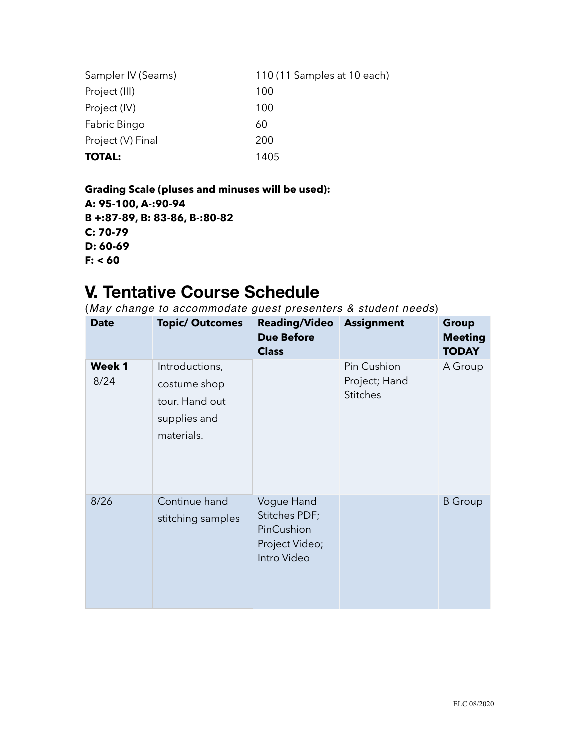| | |
|---|---|
| Sampler IV (Seams) | 110 (11 Samples at 10 each) |
| Project (III) | 100 |
| Project (IV) | 100 |
| Fabric Bingo | 60 |
| Project (V) Final | 200 |
| **TOTAL:** | 1405 |

**Grading Scale (pluses and minuses will be used):**

**A: 95-100, A-:90-94**
**B +:87-89, B: 83-86, B-:80-82**
**C: 70-79**
**D: 60-69**
**F: < 60**

# V. Tentative Course Schedule

(*May change to accommodate guest presenters & student needs*)

| Date | Topic/ Outcomes | Reading/Video Due Before Class | Assignment | Group Meeting TODAY |
|---|---|---|---|---|
| **Week 1** 8/24 | Introductions, costume shop tour. Hand out supplies and materials. | | Pin Cushion Project; Hand Stitches | A Group |
| 8/26 | Continue hand stitching samples | Vogue Hand Stitches PDF; PinCushion Project Video; Intro Video | | B Group |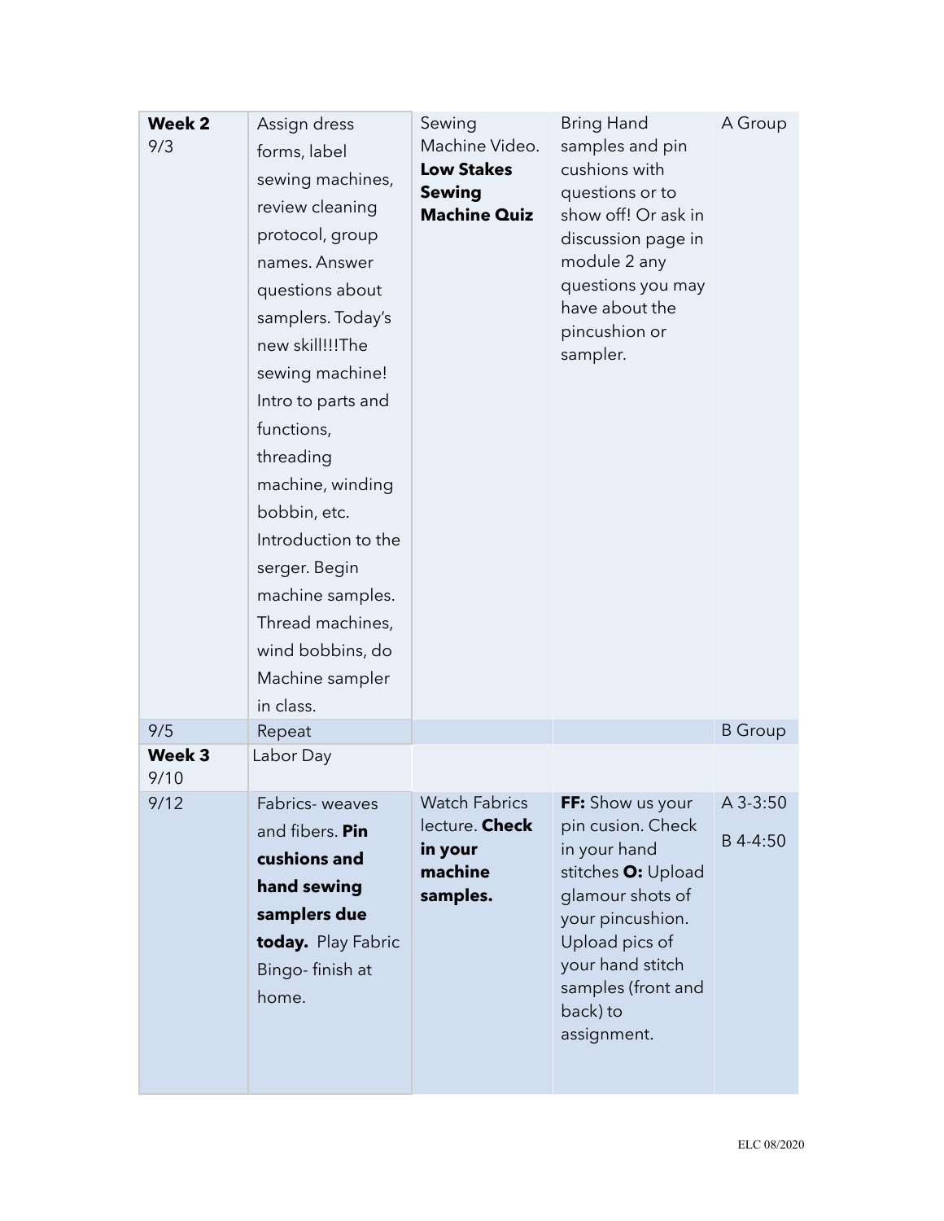| **Week 2** 9/3 | Assign dress forms, label sewing machines, review cleaning protocol, group names. Answer questions about samplers. Today's new skill!!!The sewing machine! Intro to parts and functions, threading machine, winding bobbin, etc. Introduction to the serger. Begin machine samples. Thread machines, wind bobbins, do Machine sampler in class. | Sewing Machine Video. **Low Stakes Sewing Machine Quiz** | Bring Hand samples and pin cushions with questions or to show off! Or ask in discussion page in module 2 any questions you may have about the pincushion or sampler. | A Group |
|---|---|---|---|---|
| 9/5 | Repeat | | | B Group |
| **Week 3** 9/10 | Labor Day | | | |
| 9/12 | Fabrics- weaves and fibers. **Pin cushions and hand sewing samplers due today.** Play Fabric Bingo- finish at home. | Watch Fabrics lecture. **Check in your machine samples.** | **FF:** Show us your pin cusion. Check in your hand stitches **O:** Upload glamour shots of your pincushion. Upload pics of your hand stitch samples (front and back) to assignment. | A 3-3:50 B 4-4:50 |

ELC 08/2020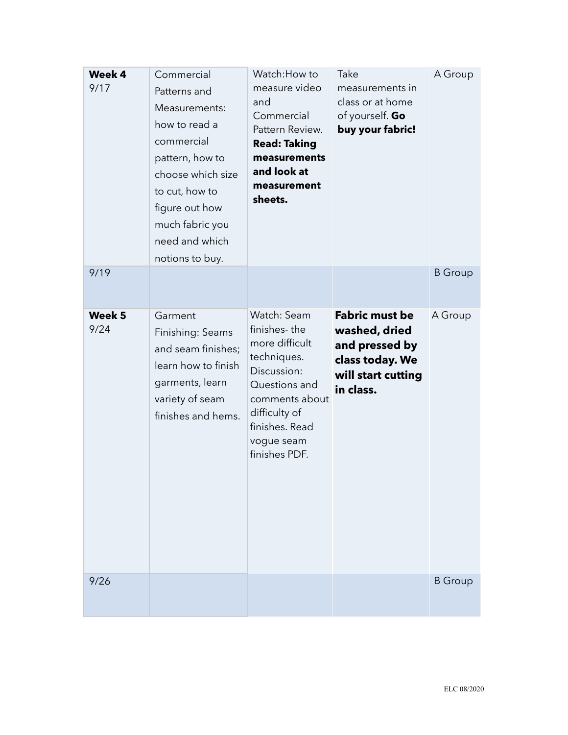| | | | | |
|---|---|---|---|---|
| **Week 4** 9/17 | Commercial Patterns and Measurements: how to read a commercial pattern, how to choose which size to cut, how to figure out how much fabric you need and which notions to buy. | Watch:How to measure video and Commercial Pattern Review. **Read: Taking measurements and look at measurement sheets.** | Take measurements in class or at home of yourself. **Go buy your fabric!** | A Group |
| 9/19 | | | | B Group |
| **Week 5** 9/24 | Garment Finishing: Seams and seam finishes; learn how to finish garments, learn variety of seam finishes and hems. | Watch: Seam finishes- the more difficult techniques. Discussion: Questions and comments about difficulty of finishes. Read vogue seam finishes PDF. | **Fabric must be washed, dried and pressed by class today. We will start cutting in class.** | A Group |
| 9/26 | | | | B Group |

ELC 08/2020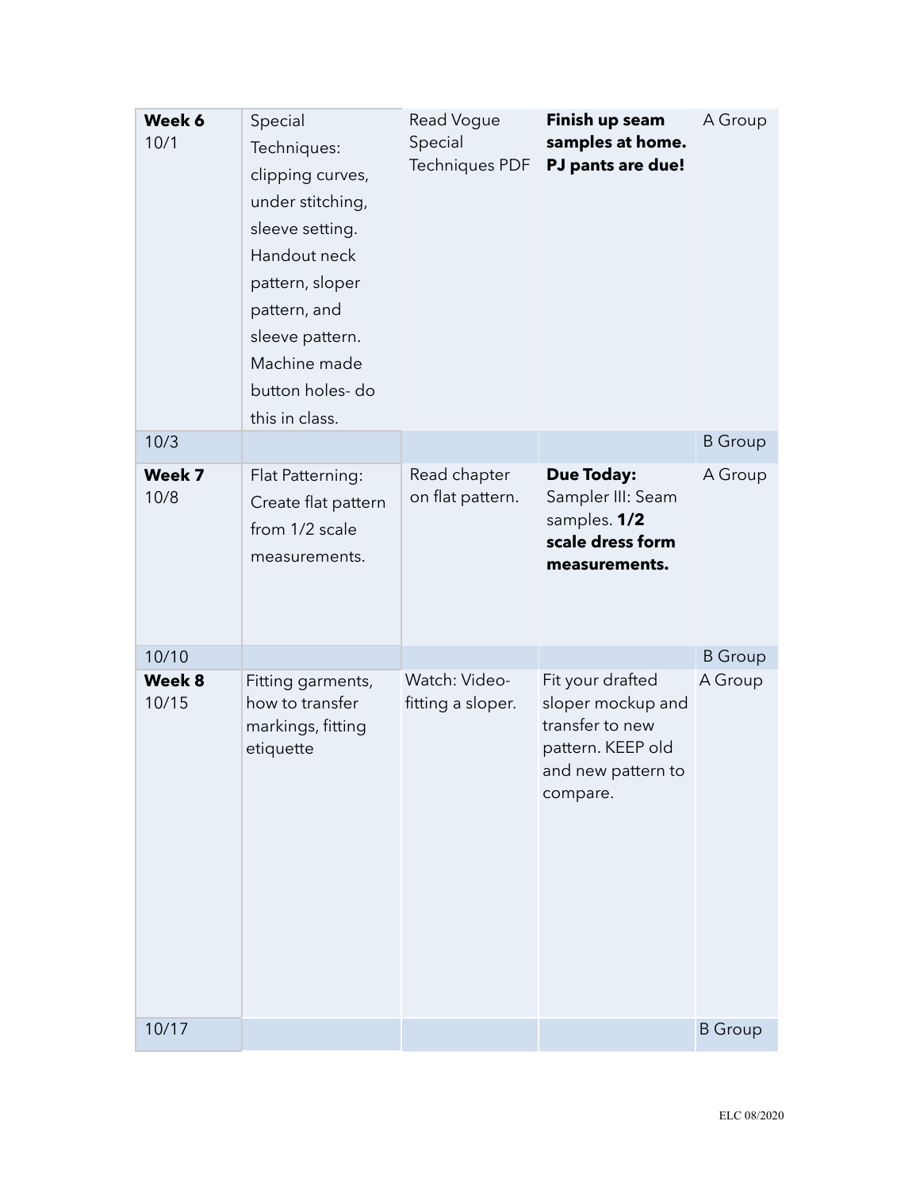| | | | | |
|---|---|---|---|---|
| **Week 6** 10/1 | Special Techniques: clipping curves, under stitching, sleeve setting. Handout neck pattern, sloper pattern, and sleeve pattern. Machine made button holes- do this in class. | Read Vogue Special Techniques PDF | **Finish up seam samples at home. PJ pants are due!** | A Group |
| 10/3 | | | | B Group |
| **Week 7** 10/8 | Flat Patterning: Create flat pattern from 1/2 scale measurements. | Read chapter on flat pattern. | **Due Today:** Sampler III: Seam samples. **1/2 scale dress form measurements.** | A Group |
| 10/10 | | | | B Group |
| **Week 8** 10/15 | Fitting garments, how to transfer markings, fitting etiquette | Watch: Video- fitting a sloper. | Fit your drafted sloper mockup and transfer to new pattern. KEEP old and new pattern to compare. | A Group |
| 10/17 | | | | B Group |

ELC 08/2020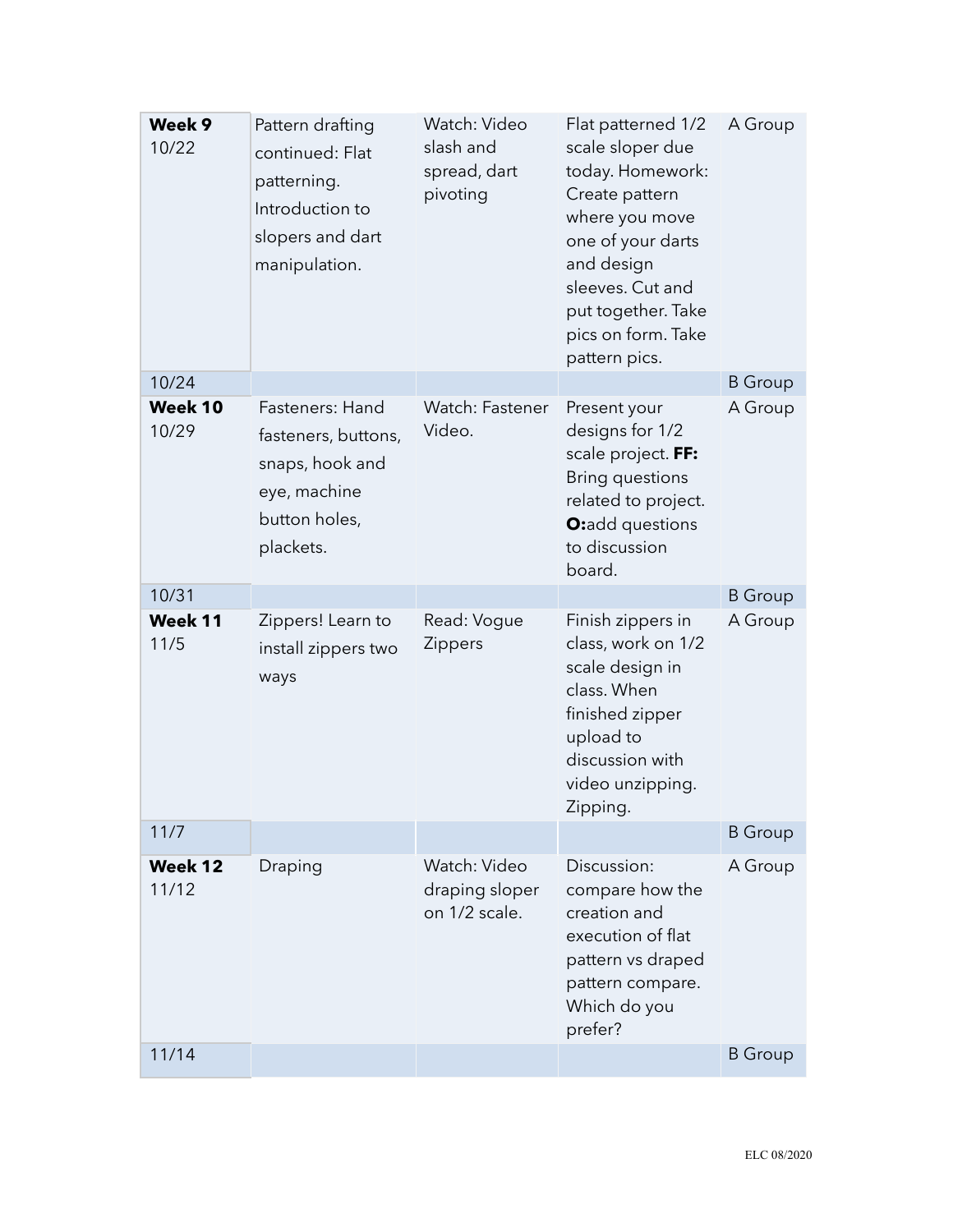| **Week 9** 10/22 | Pattern drafting continued: Flat patterning. Introduction to slopers and dart manipulation. | Watch: Video slash and spread, dart pivoting | Flat patterned 1/2 scale sloper due today. Homework: Create pattern where you move one of your darts and design sleeves. Cut and put together. Take pics on form. Take pattern pics. | A Group |
|---|---|---|---|---|
| 10/24 | | | | B Group |
| **Week 10** 10/29 | Fasteners: Hand fasteners, buttons, snaps, hook and eye, machine button holes, plackets. | Watch: Fastener Video. | Present your designs for 1/2 scale project. **FF:** Bring questions related to project. **O:**add questions to discussion board. | A Group |
| 10/31 | | | | B Group |
| **Week 11** 11/5 | Zippers! Learn to install zippers two ways | Read: Vogue Zippers | Finish zippers in class, work on 1/2 scale design in class. When finished zipper upload to discussion with video unzipping. Zipping. | A Group |
| 11/7 | | | | B Group |
| **Week 12** 11/12 | Draping | Watch: Video draping sloper on 1/2 scale. | Discussion: compare how the creation and execution of flat pattern vs draped pattern compare. Which do you prefer? | A Group |
| 11/14 | | | | B Group |

ELC 08/2020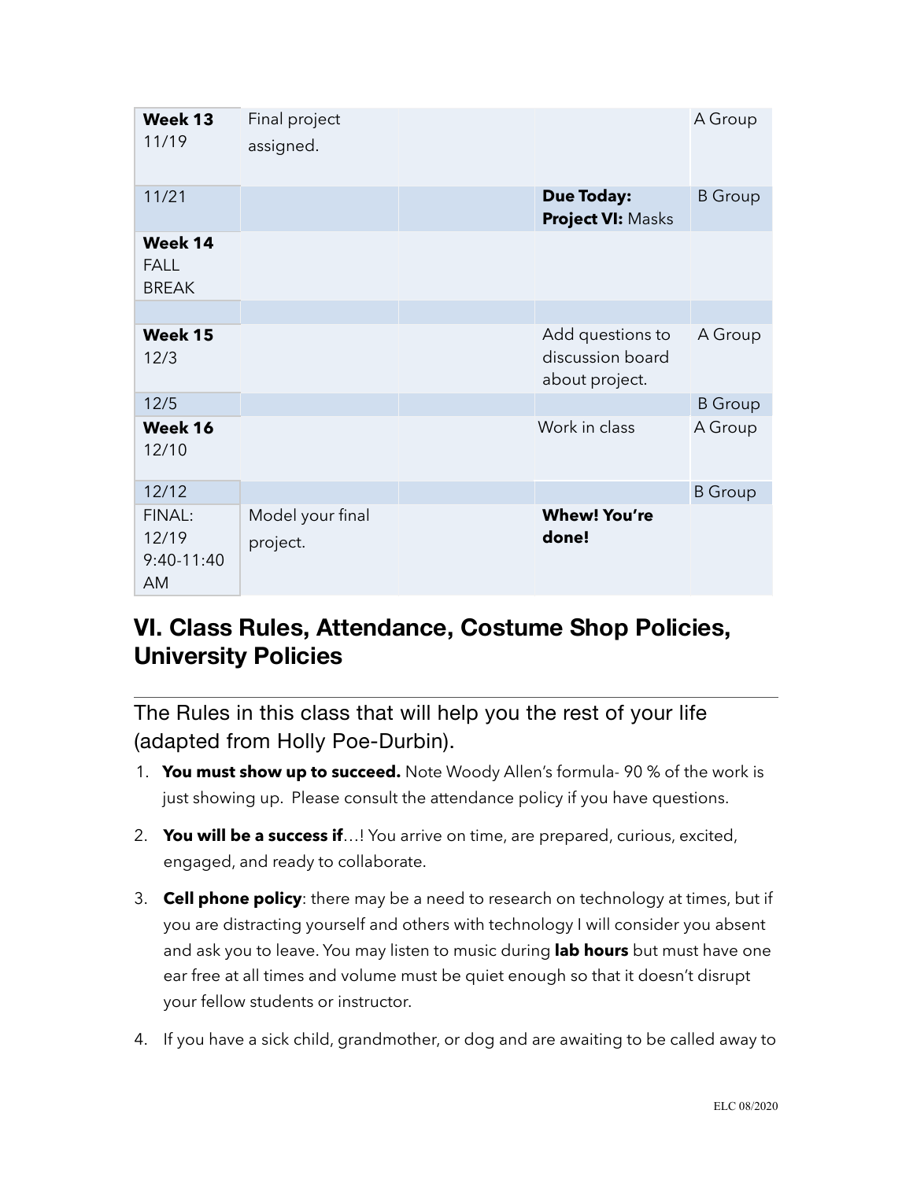| | | | | |
|---|---|---|---|---|
| **Week 13** 11/19 | Final project assigned. | | | A Group |
| 11/21 | | | **Due Today: Project VI:** Masks | B Group |
| **Week 14** FALL BREAK | | | | |
| | | | | |
| **Week 15** 12/3 | | | Add questions to discussion board about project. | A Group |
| 12/5 | | | | B Group |
| **Week 16** 12/10 | | | Work in class | A Group |
| 12/12 | | | | B Group |
| FINAL: 12/19 9:40-11:40 AM | Model your final project. | | **Whew! You're done!** | |

## VI. Class Rules, Attendance, Costume Shop Policies, University Policies

The Rules in this class that will help you the rest of your life (adapted from Holly Poe-Durbin).

1. **You must show up to succeed.** Note Woody Allen's formula- 90 % of the work is just showing up. Please consult the attendance policy if you have questions.
2. **You will be a success if**…! You arrive on time, are prepared, curious, excited, engaged, and ready to collaborate.
3. **Cell phone policy**: there may be a need to research on technology at times, but if you are distracting yourself and others with technology I will consider you absent and ask you to leave. You may listen to music during **lab hours** but must have one ear free at all times and volume must be quiet enough so that it doesn't disrupt your fellow students or instructor.
4. If you have a sick child, grandmother, or dog and are awaiting to be called away to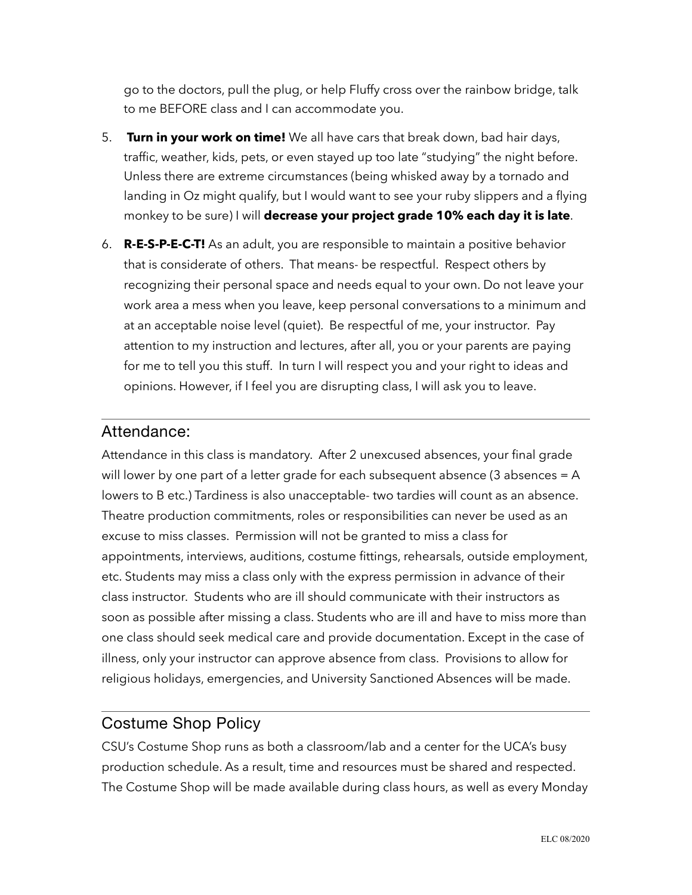go to the doctors, pull the plug, or help Fluffy cross over the rainbow bridge, talk to me BEFORE class and I can accommodate you.

5. **Turn in your work on time!** We all have cars that break down, bad hair days, traffic, weather, kids, pets, or even stayed up too late "studying" the night before. Unless there are extreme circumstances (being whisked away by a tornado and landing in Oz might qualify, but I would want to see your ruby slippers and a flying monkey to be sure) I will **decrease your project grade 10% each day it is late**.
6. **R-E-S-P-E-C-T!** As an adult, you are responsible to maintain a positive behavior that is considerate of others. That means- be respectful. Respect others by recognizing their personal space and needs equal to your own. Do not leave your work area a mess when you leave, keep personal conversations to a minimum and at an acceptable noise level (quiet). Be respectful of me, your instructor. Pay attention to my instruction and lectures, after all, you or your parents are paying for me to tell you this stuff. In turn I will respect you and your right to ideas and opinions. However, if I feel you are disrupting class, I will ask you to leave.

---

## Attendance:

Attendance in this class is mandatory. After 2 unexcused absences, your final grade will lower by one part of a letter grade for each subsequent absence (3 absences = A lowers to B etc.) Tardiness is also unacceptable- two tardies will count as an absence. Theatre production commitments, roles or responsibilities can never be used as an excuse to miss classes. Permission will not be granted to miss a class for appointments, interviews, auditions, costume fittings, rehearsals, outside employment, etc. Students may miss a class only with the express permission in advance of their class instructor. Students who are ill should communicate with their instructors as soon as possible after missing a class. Students who are ill and have to miss more than one class should seek medical care and provide documentation. Except in the case of illness, only your instructor can approve absence from class. Provisions to allow for religious holidays, emergencies, and University Sanctioned Absences will be made.

---

## Costume Shop Policy

CSU's Costume Shop runs as both a classroom/lab and a center for the UCA's busy production schedule. As a result, time and resources must be shared and respected. The Costume Shop will be made available during class hours, as well as every Monday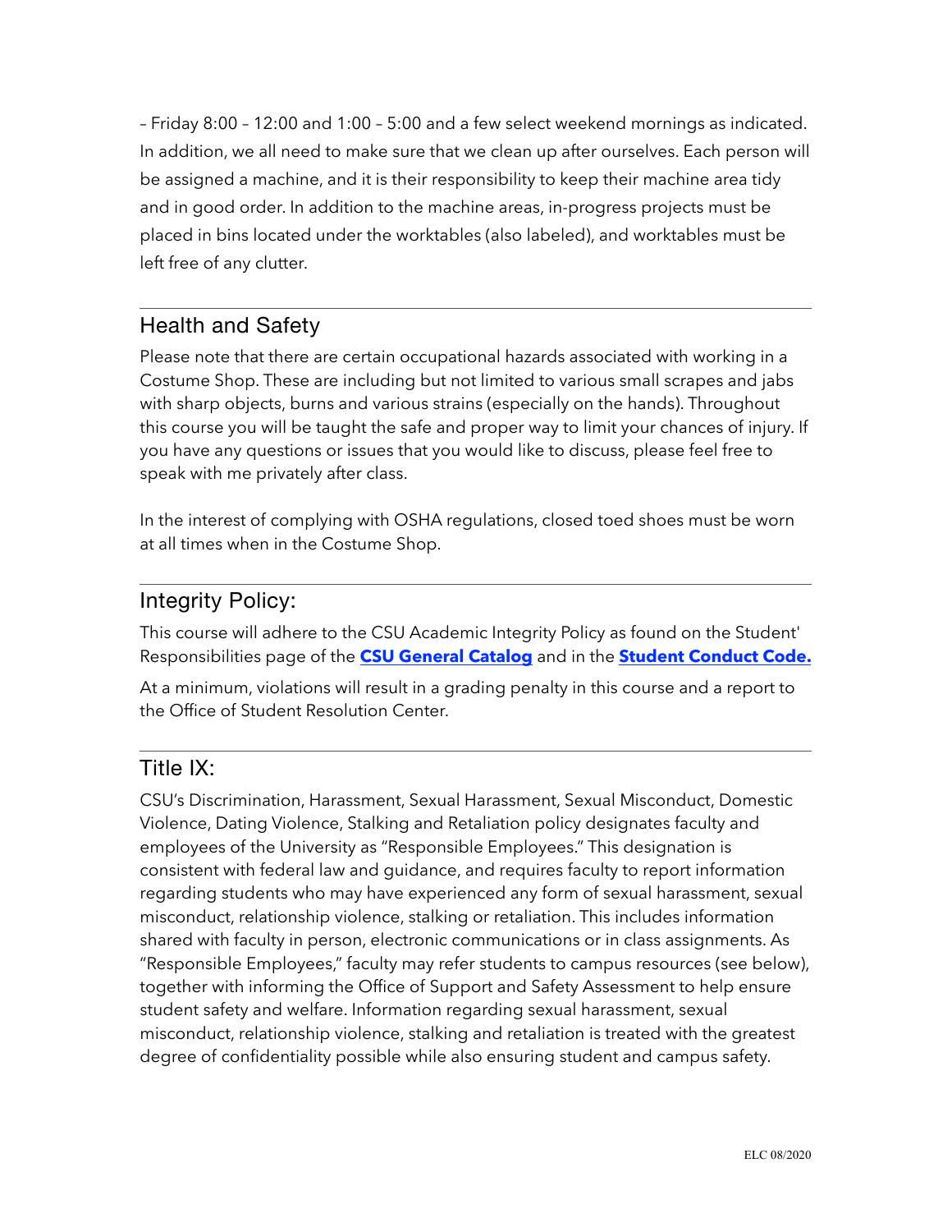– Friday 8:00 – 12:00 and 1:00 – 5:00 and a few select weekend mornings as indicated. In addition, we all need to make sure that we clean up after ourselves. Each person will be assigned a machine, and it is their responsibility to keep their machine area tidy and in good order. In addition to the machine areas, in-progress projects must be placed in bins located under the worktables (also labeled), and worktables must be left free of any clutter.

---

## Health and Safety

Please note that there are certain occupational hazards associated with working in a Costume Shop. These are including but not limited to various small scrapes and jabs with sharp objects, burns and various strains (especially on the hands). Throughout this course you will be taught the safe and proper way to limit your chances of injury. If you have any questions or issues that you would like to discuss, please feel free to speak with me privately after class.

In the interest of complying with OSHA regulations, closed toed shoes must be worn at all times when in the Costume Shop.

---

## Integrity Policy:

This course will adhere to the CSU Academic Integrity Policy as found on the Student' Responsibilities page of the **CSU General Catalog** and in the **Student Conduct Code.**

At a minimum, violations will result in a grading penalty in this course and a report to the Office of Student Resolution Center.

---

## Title IX:

CSU's Discrimination, Harassment, Sexual Harassment, Sexual Misconduct, Domestic Violence, Dating Violence, Stalking and Retaliation policy designates faculty and employees of the University as "Responsible Employees." This designation is consistent with federal law and guidance, and requires faculty to report information regarding students who may have experienced any form of sexual harassment, sexual misconduct, relationship violence, stalking or retaliation. This includes information shared with faculty in person, electronic communications or in class assignments. As "Responsible Employees," faculty may refer students to campus resources (see below), together with informing the Office of Support and Safety Assessment to help ensure student safety and welfare. Information regarding sexual harassment, sexual misconduct, relationship violence, stalking and retaliation is treated with the greatest degree of confidentiality possible while also ensuring student and campus safety.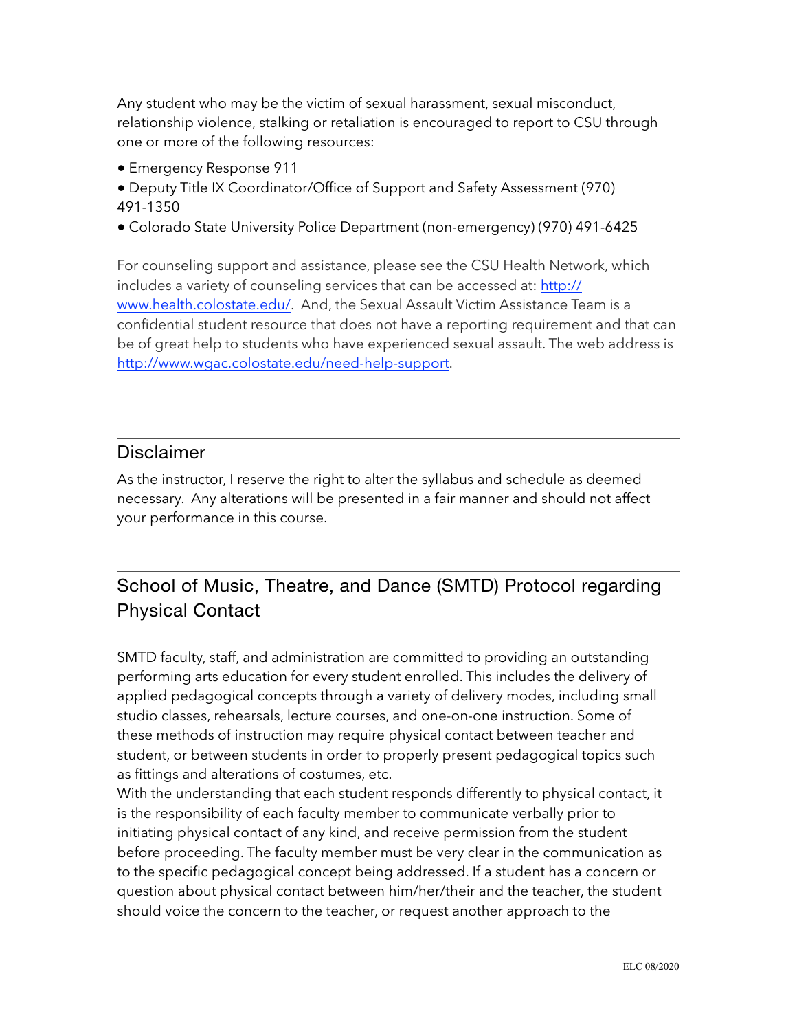Any student who may be the victim of sexual harassment, sexual misconduct, relationship violence, stalking or retaliation is encouraged to report to CSU through one or more of the following resources:

- Emergency Response 911
- Deputy Title IX Coordinator/Office of Support and Safety Assessment (970) 491-1350
- Colorado State University Police Department (non-emergency) (970) 491-6425

For counseling support and assistance, please see the CSU Health Network, which includes a variety of counseling services that can be accessed at: http://www.health.colostate.edu/. And, the Sexual Assault Victim Assistance Team is a confidential student resource that does not have a reporting requirement and that can be of great help to students who have experienced sexual assault. The web address is http://www.wgac.colostate.edu/need-help-support.

## Disclaimer

As the instructor, I reserve the right to alter the syllabus and schedule as deemed necessary. Any alterations will be presented in a fair manner and should not affect your performance in this course.

## School of Music, Theatre, and Dance (SMTD) Protocol regarding Physical Contact

SMTD faculty, staff, and administration are committed to providing an outstanding performing arts education for every student enrolled. This includes the delivery of applied pedagogical concepts through a variety of delivery modes, including small studio classes, rehearsals, lecture courses, and one-on-one instruction. Some of these methods of instruction may require physical contact between teacher and student, or between students in order to properly present pedagogical topics such as fittings and alterations of costumes, etc.

With the understanding that each student responds differently to physical contact, it is the responsibility of each faculty member to communicate verbally prior to initiating physical contact of any kind, and receive permission from the student before proceeding. The faculty member must be very clear in the communication as to the specific pedagogical concept being addressed. If a student has a concern or question about physical contact between him/her/their and the teacher, the student should voice the concern to the teacher, or request another approach to the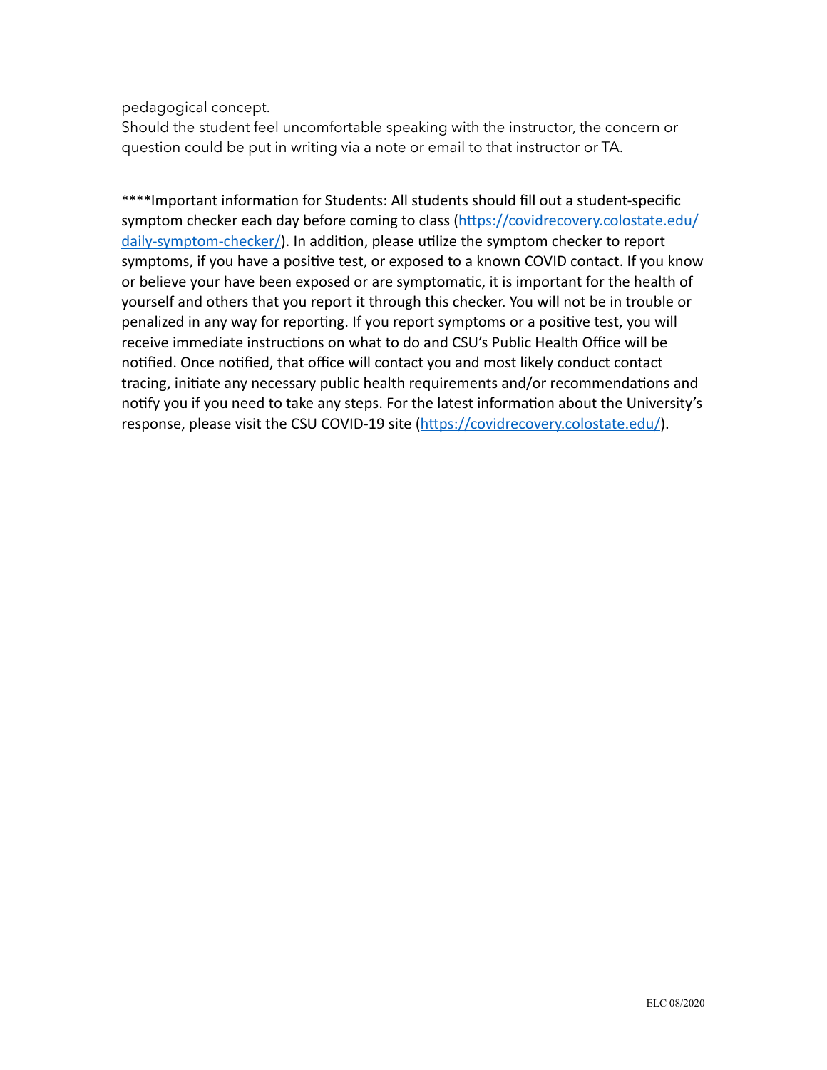pedagogical concept.
Should the student feel uncomfortable speaking with the instructor, the concern or question could be put in writing via a note or email to that instructor or TA.

****Important information for Students: All students should fill out a student-specific symptom checker each day before coming to class (https://covidrecovery.colostate.edu/daily-symptom-checker/). In addition, please utilize the symptom checker to report symptoms, if you have a positive test, or exposed to a known COVID contact. If you know or believe your have been exposed or are symptomatic, it is important for the health of yourself and others that you report it through this checker. You will not be in trouble or penalized in any way for reporting. If you report symptoms or a positive test, you will receive immediate instructions on what to do and CSU's Public Health Office will be notified. Once notified, that office will contact you and most likely conduct contact tracing, initiate any necessary public health requirements and/or recommendations and notify you if you need to take any steps. For the latest information about the University's response, please visit the CSU COVID-19 site (https://covidrecovery.colostate.edu/).